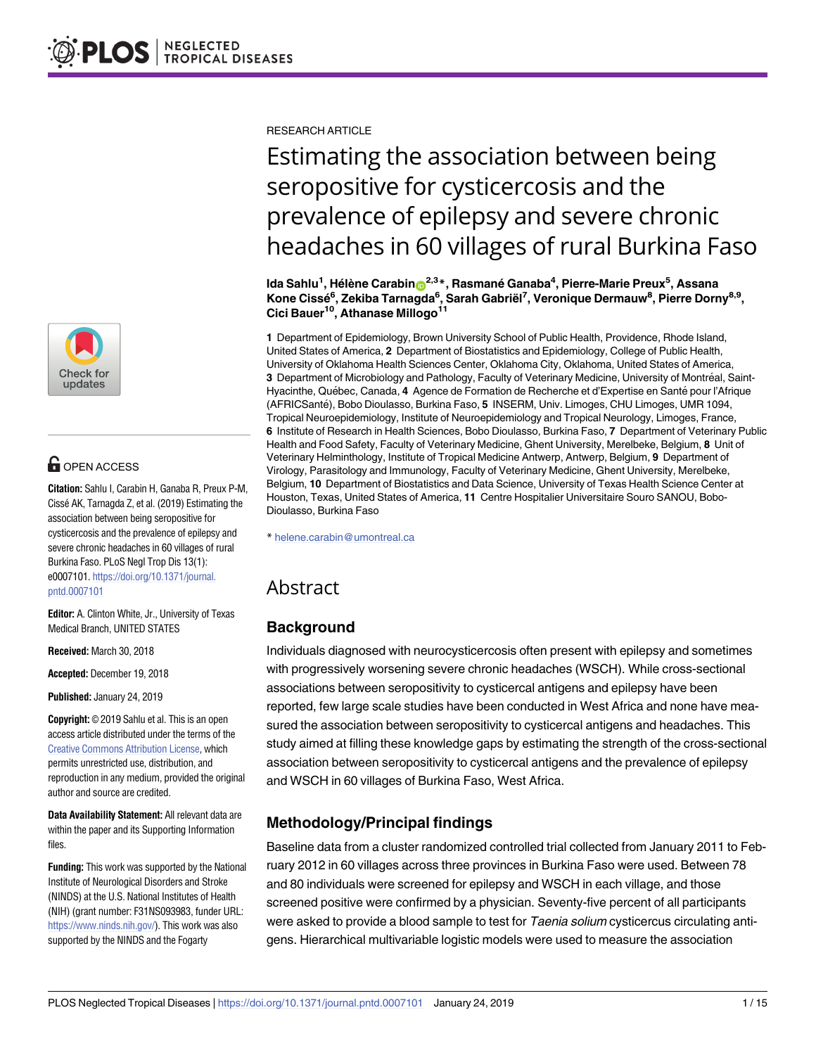RESEARCH ARTICLE

# Estimating the association between being seropositive for cysticercosis and the prevalence of epilepsy and severe chronic headaches in 60 villages of rural Burkina Faso

**Ida Sahlu[1], Hélène Carabin[2,3]*, Rasmané Ganaba[4], Pierre-Marie Preux[5], Assana Kone Cissé[6], Zekiba Tarnagda[6], Sarah Gabriël[7], Veronique Dermauw[8], Pierre Dorny[8,9], Cici Bauer[10], Athanase Millogo[11]**

**1** Department of Epidemiology, Brown University School of Public Health, Providence, Rhode Island, United States of America, **2** Department of Biostatistics and Epidemiology, College of Public Health, University of Oklahoma Health Sciences Center, Oklahoma City, Oklahoma, United States of America, **3** Department of Microbiology and Pathology, Faculty of Veterinary Medicine, University of Montréal, Saint-Hyacinthe, Québec, Canada, **4** Agence de Formation de Recherche et d'Expertise en Santé pour l'Afrique (AFRICSanté), Bobo Dioulasso, Burkina Faso, **5** INSERM, Univ. Limoges, CHU Limoges, UMR 1094, Tropical Neuroepidemiology, Institute of Neuroepidemiology and Tropical Neurology, Limoges, France, **6** Institute of Research in Health Sciences, Bobo Dioulasso, Burkina Faso, **7** Department of Veterinary Public Health and Food Safety, Faculty of Veterinary Medicine, Ghent University, Merelbeke, Belgium, **8** Unit of Veterinary Helminthology, Institute of Tropical Medicine Antwerp, Antwerp, Belgium, **9** Department of Virology, Parasitology and Immunology, Faculty of Veterinary Medicine, Ghent University, Merelbeke, Belgium, **10** Department of Biostatistics and Data Science, University of Texas Health Science Center at Houston, Texas, United States of America, **11** Centre Hospitalier Universitaire Souro SANOU, Bobo-Dioulasso, Burkina Faso

* helene.carabin@umontreal.ca

OPEN ACCESS

**Citation:** Sahlu I, Carabin H, Ganaba R, Preux P-M, Cissé AK, Tarnagda Z, et al. (2019) Estimating the association between being seropositive for cysticercosis and the prevalence of epilepsy and severe chronic headaches in 60 villages of rural Burkina Faso. PLoS Negl Trop Dis 13(1): e0007101. https://doi.org/10.1371/journal.pntd.0007101

**Editor:** A. Clinton White, Jr., University of Texas Medical Branch, UNITED STATES

**Received:** March 30, 2018

**Accepted:** December 19, 2018

**Published:** January 24, 2019

**Copyright:** © 2019 Sahlu et al. This is an open access article distributed under the terms of the Creative Commons Attribution License, which permits unrestricted use, distribution, and reproduction in any medium, provided the original author and source are credited.

**Data Availability Statement:** All relevant data are within the paper and its Supporting Information files.

**Funding:** This work was supported by the National Institute of Neurological Disorders and Stroke (NINDS) at the U.S. National Institutes of Health (NIH) (grant number: F31NS093983, funder URL: https://www.ninds.nih.gov/). This work was also supported by the NINDS and the Fogarty

## Abstract

### Background

Individuals diagnosed with neurocysticercosis often present with epilepsy and sometimes with progressively worsening severe chronic headaches (WSCH). While cross-sectional associations between seropositivity to cysticercal antigens and epilepsy have been reported, few large scale studies have been conducted in West Africa and none have measured the association between seropositivity to cysticercal antigens and headaches. This study aimed at filling these knowledge gaps by estimating the strength of the cross-sectional association between seropositivity to cysticercal antigens and the prevalence of epilepsy and WSCH in 60 villages of Burkina Faso, West Africa.

### Methodology/Principal findings

Baseline data from a cluster randomized controlled trial collected from January 2011 to February 2012 in 60 villages across three provinces in Burkina Faso were used. Between 78 and 80 individuals were screened for epilepsy and WSCH in each village, and those screened positive were confirmed by a physician. Seventy-five percent of all participants were asked to provide a blood sample to test for *Taenia solium* cysticercus circulating antigens. Hierarchical multivariable logistic models were used to measure the association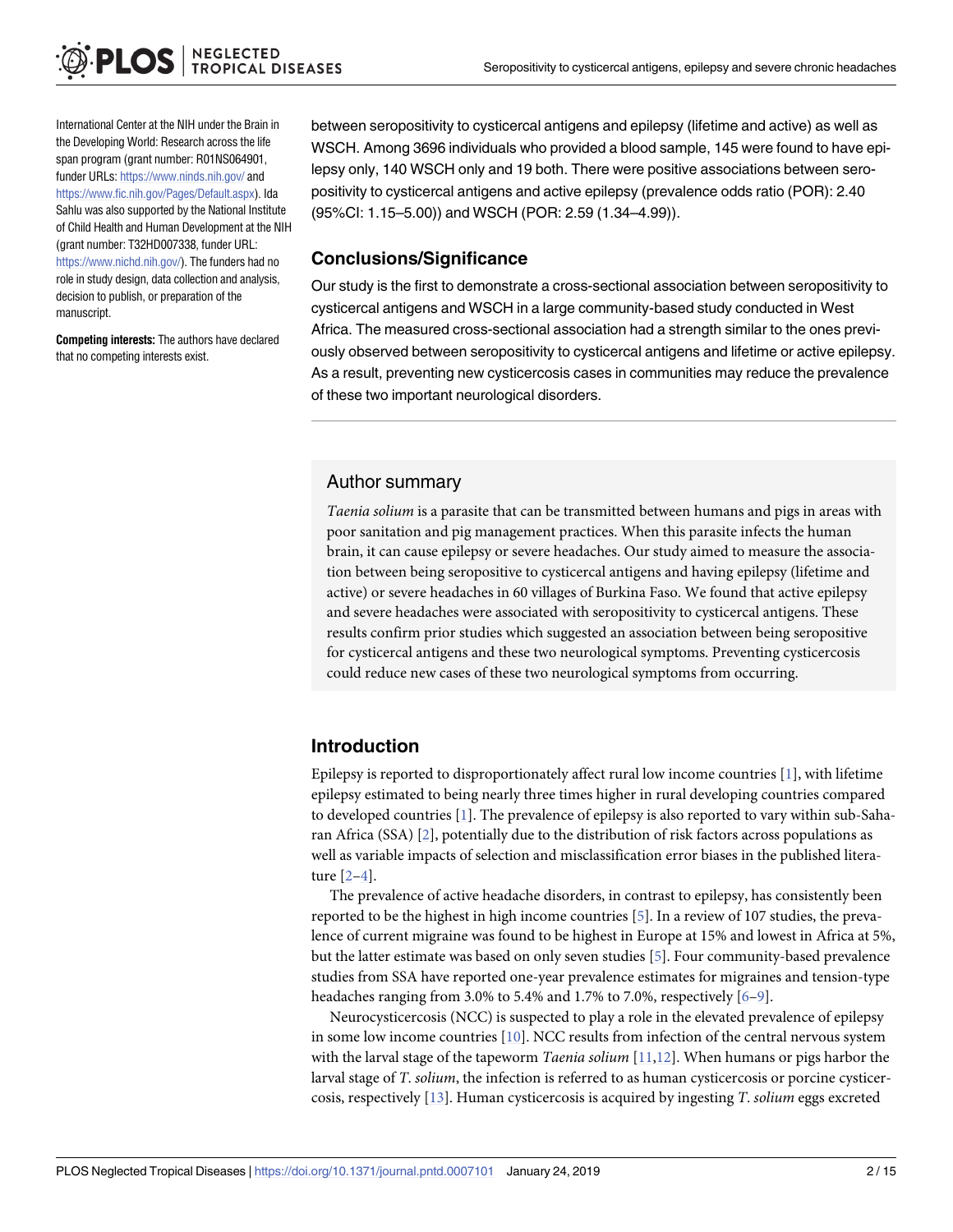International Center at the NIH under the Brain in the Developing World: Research across the life span program (grant number: R01NS064901, funder URLs: https://www.ninds.nih.gov/ and https://www.fic.nih.gov/Pages/Default.aspx). Ida Sahlu was also supported by the National Institute of Child Health and Human Development at the NIH (grant number: T32HD007338, funder URL: https://www.nichd.nih.gov/). The funders had no role in study design, data collection and analysis, decision to publish, or preparation of the manuscript.

**Competing interests:** The authors have declared that no competing interests exist.

between seropositivity to cysticercal antigens and epilepsy (lifetime and active) as well as WSCH. Among 3696 individuals who provided a blood sample, 145 were found to have epilepsy only, 140 WSCH only and 19 both. There were positive associations between seropositivity to cysticercal antigens and active epilepsy (prevalence odds ratio (POR): 2.40 (95%CI: 1.15–5.00)) and WSCH (POR: 2.59 (1.34–4.99)).

## Conclusions/Significance

Our study is the first to demonstrate a cross-sectional association between seropositivity to cysticercal antigens and WSCH in a large community-based study conducted in West Africa. The measured cross-sectional association had a strength similar to the ones previously observed between seropositivity to cysticercal antigens and lifetime or active epilepsy. As a result, preventing new cysticercosis cases in communities may reduce the prevalence of these two important neurological disorders.

## Author summary

*Taenia solium* is a parasite that can be transmitted between humans and pigs in areas with poor sanitation and pig management practices. When this parasite infects the human brain, it can cause epilepsy or severe headaches. Our study aimed to measure the association between being seropositive to cysticercal antigens and having epilepsy (lifetime and active) or severe headaches in 60 villages of Burkina Faso. We found that active epilepsy and severe headaches were associated with seropositivity to cysticercal antigens. These results confirm prior studies which suggested an association between being seropositive for cysticercal antigens and these two neurological symptoms. Preventing cysticercosis could reduce new cases of these two neurological symptoms from occurring.

## Introduction

Epilepsy is reported to disproportionately affect rural low income countries [1], with lifetime epilepsy estimated to being nearly three times higher in rural developing countries compared to developed countries [1]. The prevalence of epilepsy is also reported to vary within sub-Saharan Africa (SSA) [2], potentially due to the distribution of risk factors across populations as well as variable impacts of selection and misclassification error biases in the published literature [2–4].

The prevalence of active headache disorders, in contrast to epilepsy, has consistently been reported to be the highest in high income countries [5]. In a review of 107 studies, the prevalence of current migraine was found to be highest in Europe at 15% and lowest in Africa at 5%, but the latter estimate was based on only seven studies [5]. Four community-based prevalence studies from SSA have reported one-year prevalence estimates for migraines and tension-type headaches ranging from 3.0% to 5.4% and 1.7% to 7.0%, respectively [6–9].

Neurocysticercosis (NCC) is suspected to play a role in the elevated prevalence of epilepsy in some low income countries [10]. NCC results from infection of the central nervous system with the larval stage of the tapeworm *Taenia solium* [11,12]. When humans or pigs harbor the larval stage of *T. solium*, the infection is referred to as human cysticercosis or porcine cysticercosis, respectively [13]. Human cysticercosis is acquired by ingesting *T. solium* eggs excreted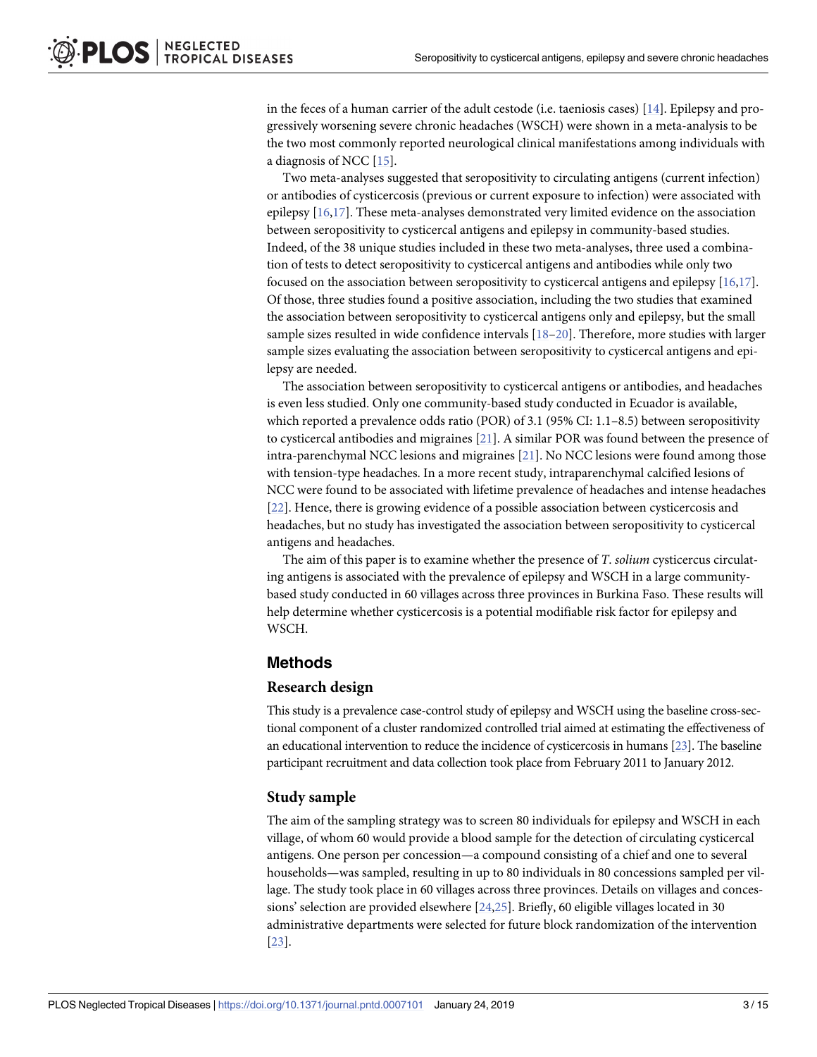in the feces of a human carrier of the adult cestode (i.e. taeniosis cases) [14]. Epilepsy and progressively worsening severe chronic headaches (WSCH) were shown in a meta-analysis to be the two most commonly reported neurological clinical manifestations among individuals with a diagnosis of NCC [15].

Two meta-analyses suggested that seropositivity to circulating antigens (current infection) or antibodies of cysticercosis (previous or current exposure to infection) were associated with epilepsy [16,17]. These meta-analyses demonstrated very limited evidence on the association between seropositivity to cysticercal antigens and epilepsy in community-based studies. Indeed, of the 38 unique studies included in these two meta-analyses, three used a combination of tests to detect seropositivity to cysticercal antigens and antibodies while only two focused on the association between seropositivity to cysticercal antigens and epilepsy [16,17]. Of those, three studies found a positive association, including the two studies that examined the association between seropositivity to cysticercal antigens only and epilepsy, but the small sample sizes resulted in wide confidence intervals [18–20]. Therefore, more studies with larger sample sizes evaluating the association between seropositivity to cysticercal antigens and epilepsy are needed.

The association between seropositivity to cysticercal antigens or antibodies, and headaches is even less studied. Only one community-based study conducted in Ecuador is available, which reported a prevalence odds ratio (POR) of 3.1 (95% CI: 1.1–8.5) between seropositivity to cysticercal antibodies and migraines [21]. A similar POR was found between the presence of intra-parenchymal NCC lesions and migraines [21]. No NCC lesions were found among those with tension-type headaches. In a more recent study, intraparenchymal calcified lesions of NCC were found to be associated with lifetime prevalence of headaches and intense headaches [22]. Hence, there is growing evidence of a possible association between cysticercosis and headaches, but no study has investigated the association between seropositivity to cysticercal antigens and headaches.

The aim of this paper is to examine whether the presence of *T. solium* cysticercus circulating antigens is associated with the prevalence of epilepsy and WSCH in a large community-based study conducted in 60 villages across three provinces in Burkina Faso. These results will help determine whether cysticercosis is a potential modifiable risk factor for epilepsy and WSCH.

## Methods

### Research design

This study is a prevalence case-control study of epilepsy and WSCH using the baseline cross-sectional component of a cluster randomized controlled trial aimed at estimating the effectiveness of an educational intervention to reduce the incidence of cysticercosis in humans [23]. The baseline participant recruitment and data collection took place from February 2011 to January 2012.

### Study sample

The aim of the sampling strategy was to screen 80 individuals for epilepsy and WSCH in each village, of whom 60 would provide a blood sample for the detection of circulating cysticercal antigens. One person per concession—a compound consisting of a chief and one to several households—was sampled, resulting in up to 80 individuals in 80 concessions sampled per village. The study took place in 60 villages across three provinces. Details on villages and concessions' selection are provided elsewhere [24,25]. Briefly, 60 eligible villages located in 30 administrative departments were selected for future block randomization of the intervention [23].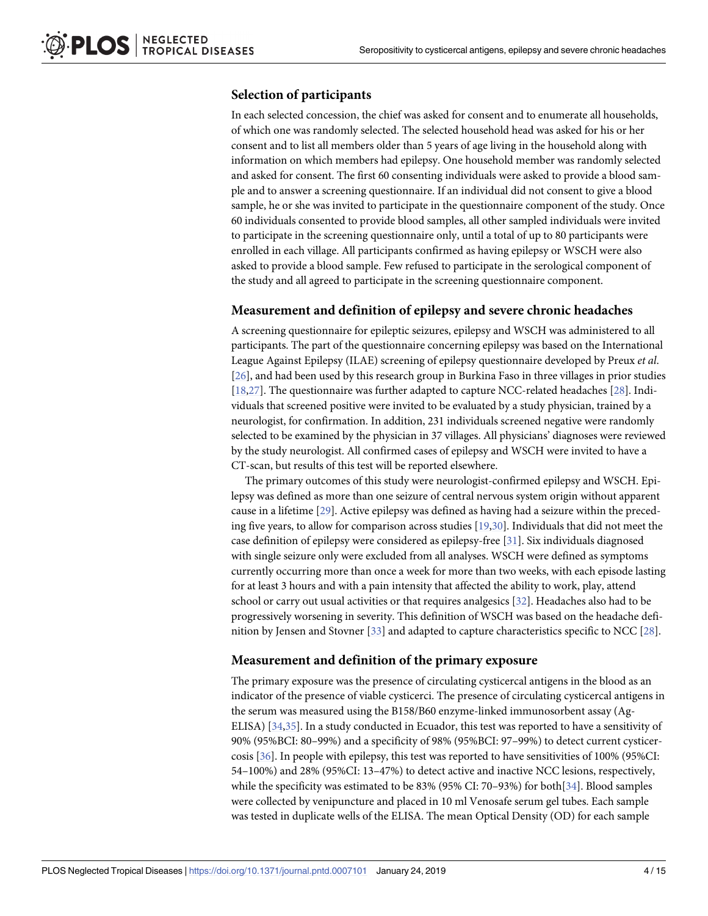### Selection of participants

In each selected concession, the chief was asked for consent and to enumerate all households, of which one was randomly selected. The selected household head was asked for his or her consent and to list all members older than 5 years of age living in the household along with information on which members had epilepsy. One household member was randomly selected and asked for consent. The first 60 consenting individuals were asked to provide a blood sample and to answer a screening questionnaire. If an individual did not consent to give a blood sample, he or she was invited to participate in the questionnaire component of the study. Once 60 individuals consented to provide blood samples, all other sampled individuals were invited to participate in the screening questionnaire only, until a total of up to 80 participants were enrolled in each village. All participants confirmed as having epilepsy or WSCH were also asked to provide a blood sample. Few refused to participate in the serological component of the study and all agreed to participate in the screening questionnaire component.

### Measurement and definition of epilepsy and severe chronic headaches

A screening questionnaire for epileptic seizures, epilepsy and WSCH was administered to all participants. The part of the questionnaire concerning epilepsy was based on the International League Against Epilepsy (ILAE) screening of epilepsy questionnaire developed by Preux *et al*. [26], and had been used by this research group in Burkina Faso in three villages in prior studies [18,27]. The questionnaire was further adapted to capture NCC-related headaches [28]. Individuals that screened positive were invited to be evaluated by a study physician, trained by a neurologist, for confirmation. In addition, 231 individuals screened negative were randomly selected to be examined by the physician in 37 villages. All physicians' diagnoses were reviewed by the study neurologist. All confirmed cases of epilepsy and WSCH were invited to have a CT-scan, but results of this test will be reported elsewhere.

The primary outcomes of this study were neurologist-confirmed epilepsy and WSCH. Epilepsy was defined as more than one seizure of central nervous system origin without apparent cause in a lifetime [29]. Active epilepsy was defined as having had a seizure within the preceding five years, to allow for comparison across studies [19,30]. Individuals that did not meet the case definition of epilepsy were considered as epilepsy-free [31]. Six individuals diagnosed with single seizure only were excluded from all analyses. WSCH were defined as symptoms currently occurring more than once a week for more than two weeks, with each episode lasting for at least 3 hours and with a pain intensity that affected the ability to work, play, attend school or carry out usual activities or that requires analgesics [32]. Headaches also had to be progressively worsening in severity. This definition of WSCH was based on the headache definition by Jensen and Stovner [33] and adapted to capture characteristics specific to NCC [28].

### Measurement and definition of the primary exposure

The primary exposure was the presence of circulating cysticercal antigens in the blood as an indicator of the presence of viable cysticerci. The presence of circulating cysticercal antigens in the serum was measured using the B158/B60 enzyme-linked immunosorbent assay (Ag-ELISA) [34,35]. In a study conducted in Ecuador, this test was reported to have a sensitivity of 90% (95%BCI: 80–99%) and a specificity of 98% (95%BCI: 97–99%) to detect current cysticercosis [36]. In people with epilepsy, this test was reported to have sensitivities of 100% (95%CI: 54–100%) and 28% (95%CI: 13–47%) to detect active and inactive NCC lesions, respectively, while the specificity was estimated to be 83% (95% CI: 70–93%) for both[34]. Blood samples were collected by venipuncture and placed in 10 ml Venosafe serum gel tubes. Each sample was tested in duplicate wells of the ELISA. The mean Optical Density (OD) for each sample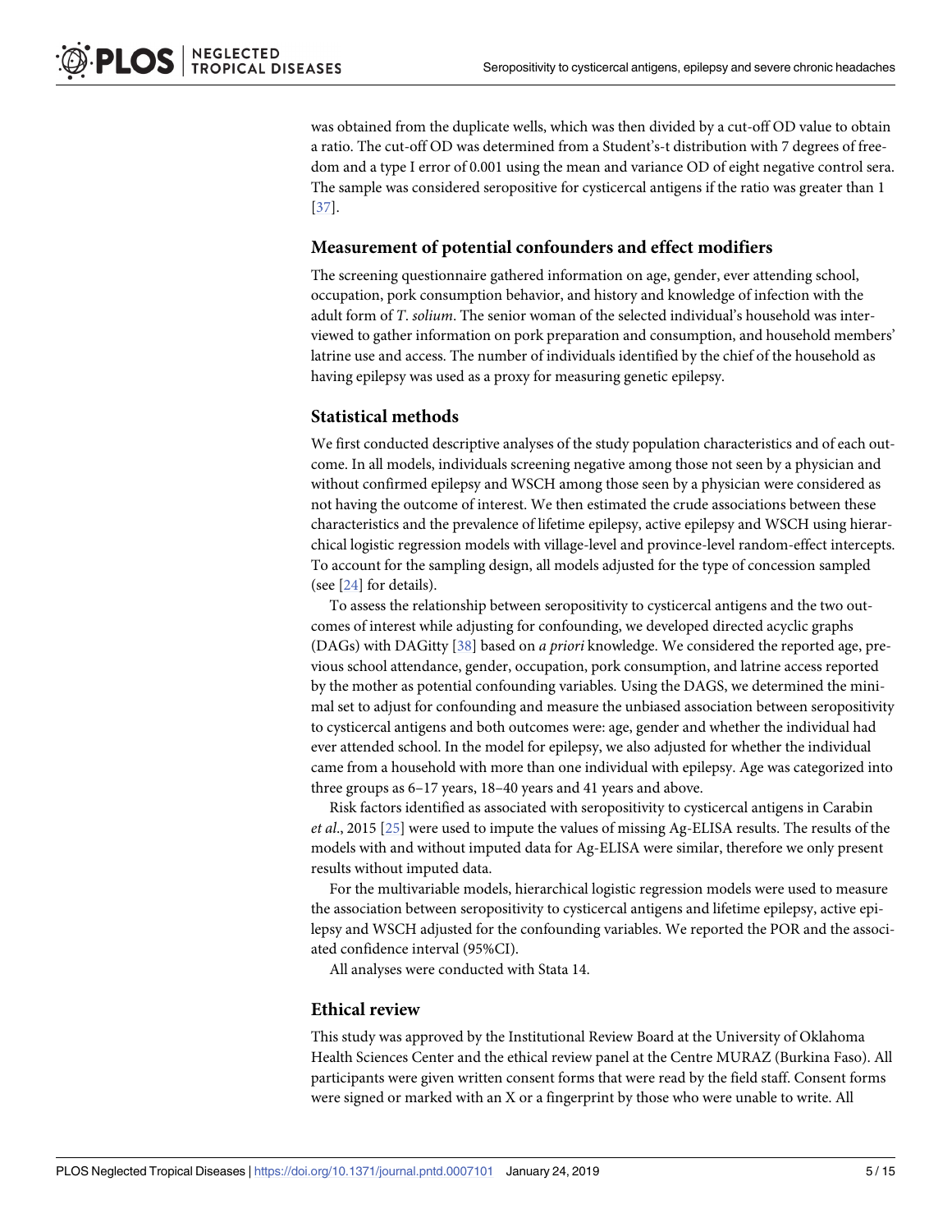was obtained from the duplicate wells, which was then divided by a cut-off OD value to obtain a ratio. The cut-off OD was determined from a Student's-t distribution with 7 degrees of freedom and a type I error of 0.001 using the mean and variance OD of eight negative control sera. The sample was considered seropositive for cysticercal antigens if the ratio was greater than 1 [37].

## Measurement of potential confounders and effect modifiers

The screening questionnaire gathered information on age, gender, ever attending school, occupation, pork consumption behavior, and history and knowledge of infection with the adult form of *T. solium*. The senior woman of the selected individual's household was interviewed to gather information on pork preparation and consumption, and household members' latrine use and access. The number of individuals identified by the chief of the household as having epilepsy was used as a proxy for measuring genetic epilepsy.

## Statistical methods

We first conducted descriptive analyses of the study population characteristics and of each outcome. In all models, individuals screening negative among those not seen by a physician and without confirmed epilepsy and WSCH among those seen by a physician were considered as not having the outcome of interest. We then estimated the crude associations between these characteristics and the prevalence of lifetime epilepsy, active epilepsy and WSCH using hierarchical logistic regression models with village-level and province-level random-effect intercepts. To account for the sampling design, all models adjusted for the type of concession sampled (see [24] for details).

To assess the relationship between seropositivity to cysticercal antigens and the two outcomes of interest while adjusting for confounding, we developed directed acyclic graphs (DAGs) with DAGitty [38] based on *a priori* knowledge. We considered the reported age, previous school attendance, gender, occupation, pork consumption, and latrine access reported by the mother as potential confounding variables. Using the DAGS, we determined the minimal set to adjust for confounding and measure the unbiased association between seropositivity to cysticercal antigens and both outcomes were: age, gender and whether the individual had ever attended school. In the model for epilepsy, we also adjusted for whether the individual came from a household with more than one individual with epilepsy. Age was categorized into three groups as 6–17 years, 18–40 years and 41 years and above.

Risk factors identified as associated with seropositivity to cysticercal antigens in Carabin *et al*., 2015 [25] were used to impute the values of missing Ag-ELISA results. The results of the models with and without imputed data for Ag-ELISA were similar, therefore we only present results without imputed data.

For the multivariable models, hierarchical logistic regression models were used to measure the association between seropositivity to cysticercal antigens and lifetime epilepsy, active epilepsy and WSCH adjusted for the confounding variables. We reported the POR and the associated confidence interval (95%CI).

All analyses were conducted with Stata 14.

## Ethical review

This study was approved by the Institutional Review Board at the University of Oklahoma Health Sciences Center and the ethical review panel at the Centre MURAZ (Burkina Faso). All participants were given written consent forms that were read by the field staff. Consent forms were signed or marked with an X or a fingerprint by those who were unable to write. All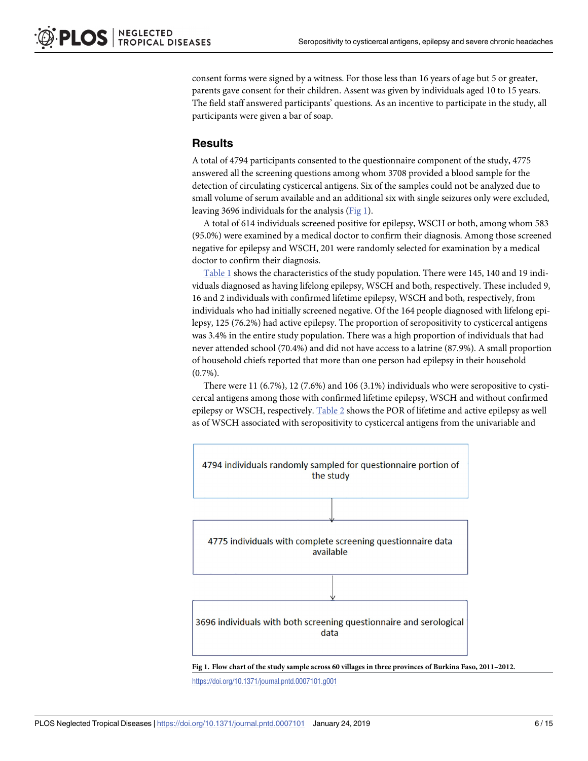consent forms were signed by a witness. For those less than 16 years of age but 5 or greater, parents gave consent for their children. Assent was given by individuals aged 10 to 15 years. The field staff answered participants' questions. As an incentive to participate in the study, all participants were given a bar of soap.

## Results

A total of 4794 participants consented to the questionnaire component of the study, 4775 answered all the screening questions among whom 3708 provided a blood sample for the detection of circulating cysticercal antigens. Six of the samples could not be analyzed due to small volume of serum available and an additional six with single seizures only were excluded, leaving 3696 individuals for the analysis (Fig 1).

A total of 614 individuals screened positive for epilepsy, WSCH or both, among whom 583 (95.0%) were examined by a medical doctor to confirm their diagnosis. Among those screened negative for epilepsy and WSCH, 201 were randomly selected for examination by a medical doctor to confirm their diagnosis.

Table 1 shows the characteristics of the study population. There were 145, 140 and 19 individuals diagnosed as having lifelong epilepsy, WSCH and both, respectively. These included 9, 16 and 2 individuals with confirmed lifetime epilepsy, WSCH and both, respectively, from individuals who had initially screened negative. Of the 164 people diagnosed with lifelong epilepsy, 125 (76.2%) had active epilepsy. The proportion of seropositivity to cysticercal antigens was 3.4% in the entire study population. There was a high proportion of individuals that had never attended school (70.4%) and did not have access to a latrine (87.9%). A small proportion of household chiefs reported that more than one person had epilepsy in their household (0.7%).

There were 11 (6.7%), 12 (7.6%) and 106 (3.1%) individuals who were seropositive to cysticercal antigens among those with confirmed lifetime epilepsy, WSCH and without confirmed epilepsy or WSCH, respectively. Table 2 shows the POR of lifetime and active epilepsy as well as of WSCH associated with seropositivity to cysticercal antigens from the univariable and

4794 individuals randomly sampled for questionnaire portion of the study

↓

4775 individuals with complete screening questionnaire data available

↓

3696 individuals with both screening questionnaire and serological data

**Fig 1. Flow chart of the study sample across 60 villages in three provinces of Burkina Faso, 2011–2012.**

https://doi.org/10.1371/journal.pntd.0007101.g001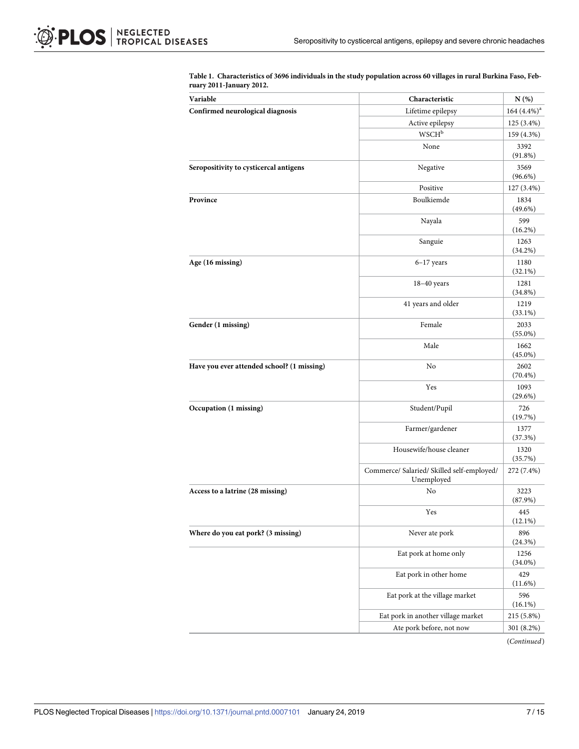**Table 1. Characteristics of 3696 individuals in the study population across 60 villages in rural Burkina Faso, February 2011-January 2012.**

| Variable | Characteristic | N (%) |
|---|---|---|
| **Confirmed neurological diagnosis** | Lifetime epilepsy | 164 (4.4%)[a] |
| | Active epilepsy | 125 (3.4%) |
| | WSCH[b] | 159 (4.3%) |
| | None | 3392 (91.8%) |
| **Seropositivity to cysticercal antigens** | Negative | 3569 (96.6%) |
| | Positive | 127 (3.4%) |
| **Province** | Boulkiemde | 1834 (49.6%) |
| | Nayala | 599 (16.2%) |
| | Sanguie | 1263 (34.2%) |
| **Age (16 missing)** | 6–17 years | 1180 (32.1%) |
| | 18–40 years | 1281 (34.8%) |
| | 41 years and older | 1219 (33.1%) |
| **Gender (1 missing)** | Female | 2033 (55.0%) |
| | Male | 1662 (45.0%) |
| **Have you ever attended school? (1 missing)** | No | 2602 (70.4%) |
| | Yes | 1093 (29.6%) |
| **Occupation (1 missing)** | Student/Pupil | 726 (19.7%) |
| | Farmer/gardener | 1377 (37.3%) |
| | Housewife/house cleaner | 1320 (35.7%) |
| | Commerce/ Salaried/ Skilled self-employed/ Unemployed | 272 (7.4%) |
| **Access to a latrine (28 missing)** | No | 3223 (87.9%) |
| | Yes | 445 (12.1%) |
| **Where do you eat pork? (3 missing)** | Never ate pork | 896 (24.3%) |
| | Eat pork at home only | 1256 (34.0%) |
| | Eat pork in other home | 429 (11.6%) |
| | Eat pork at the village market | 596 (16.1%) |
| | Eat pork in another village market | 215 (5.8%) |
| | Ate pork before, not now | 301 (8.2%) |

(*Continued*)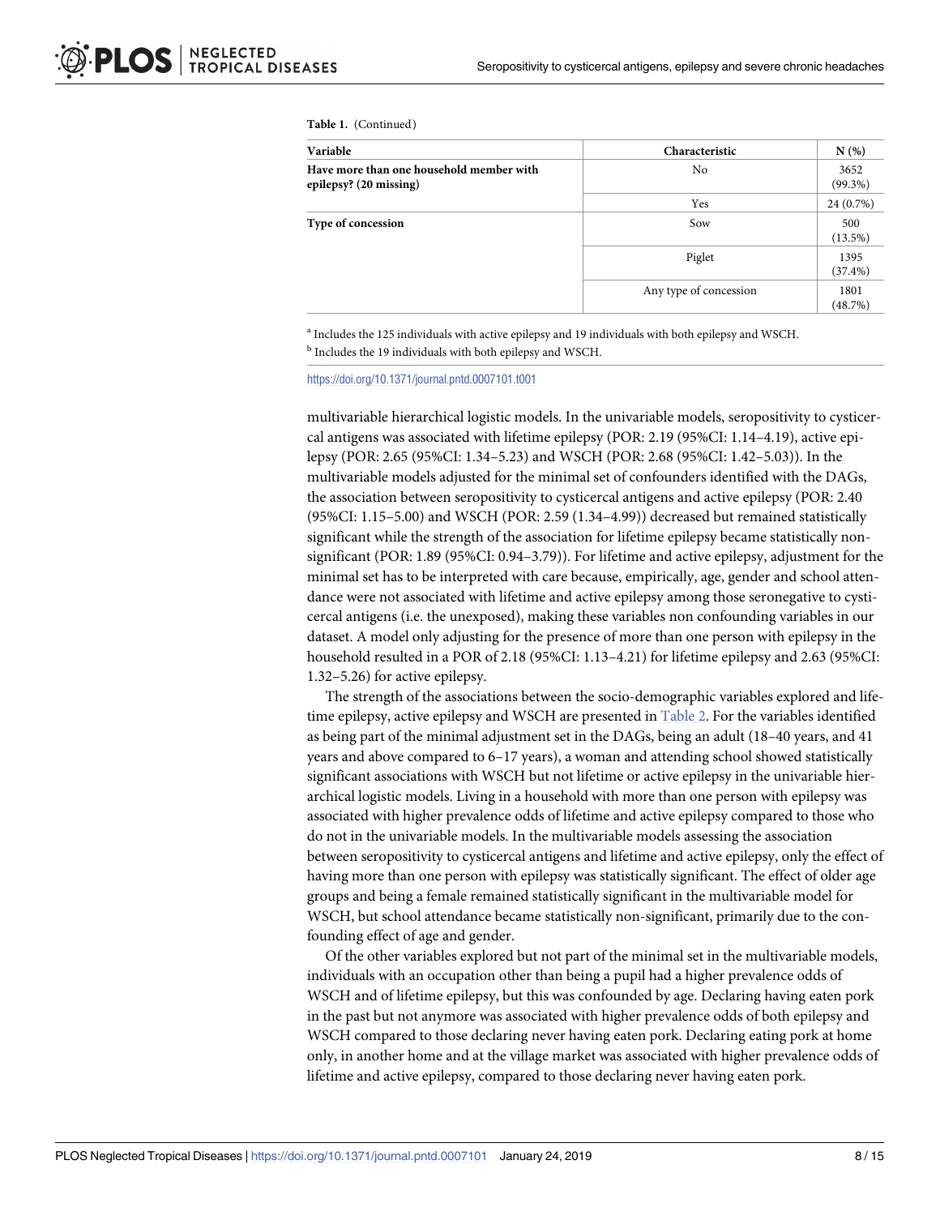**Table 1.** (Continued)

| Variable | Characteristic | N (%) |
| --- | --- | --- |
| **Have more than one household member with epilepsy? (20 missing)** | No | 3652 (99.3%) |
| | Yes | 24 (0.7%) |
| **Type of concession** | Sow | 500 (13.5%) |
| | Piglet | 1395 (37.4%) |
| | Any type of concession | 1801 (48.7%) |

[a] Includes the 125 individuals with active epilepsy and 19 individuals with both epilepsy and WSCH.

[b] Includes the 19 individuals with both epilepsy and WSCH.

https://doi.org/10.1371/journal.pntd.0007101.t001

multivariable hierarchical logistic models. In the univariable models, seropositivity to cysticercal antigens was associated with lifetime epilepsy (POR: 2.19 (95%CI: 1.14–4.19), active epilepsy (POR: 2.65 (95%CI: 1.34–5.23) and WSCH (POR: 2.68 (95%CI: 1.42–5.03)). In the multivariable models adjusted for the minimal set of confounders identified with the DAGs, the association between seropositivity to cysticercal antigens and active epilepsy (POR: 2.40 (95%CI: 1.15–5.00) and WSCH (POR: 2.59 (1.34–4.99)) decreased but remained statistically significant while the strength of the association for lifetime epilepsy became statistically non-significant (POR: 1.89 (95%CI: 0.94–3.79)). For lifetime and active epilepsy, adjustment for the minimal set has to be interpreted with care because, empirically, age, gender and school attendance were not associated with lifetime and active epilepsy among those seronegative to cysticercal antigens (i.e. the unexposed), making these variables non confounding variables in our dataset. A model only adjusting for the presence of more than one person with epilepsy in the household resulted in a POR of 2.18 (95%CI: 1.13–4.21) for lifetime epilepsy and 2.63 (95%CI: 1.32–5.26) for active epilepsy.

The strength of the associations between the socio-demographic variables explored and lifetime epilepsy, active epilepsy and WSCH are presented in Table 2. For the variables identified as being part of the minimal adjustment set in the DAGs, being an adult (18–40 years, and 41 years and above compared to 6–17 years), a woman and attending school showed statistically significant associations with WSCH but not lifetime or active epilepsy in the univariable hierarchical logistic models. Living in a household with more than one person with epilepsy was associated with higher prevalence odds of lifetime and active epilepsy compared to those who do not in the univariable models. In the multivariable models assessing the association between seropositivity to cysticercal antigens and lifetime and active epilepsy, only the effect of having more than one person with epilepsy was statistically significant. The effect of older age groups and being a female remained statistically significant in the multivariable model for WSCH, but school attendance became statistically non-significant, primarily due to the confounding effect of age and gender.

Of the other variables explored but not part of the minimal set in the multivariable models, individuals with an occupation other than being a pupil had a higher prevalence odds of WSCH and of lifetime epilepsy, but this was confounded by age. Declaring having eaten pork in the past but not anymore was associated with higher prevalence odds of both epilepsy and WSCH compared to those declaring never having eaten pork. Declaring eating pork at home only, in another home and at the village market was associated with higher prevalence odds of lifetime and active epilepsy, compared to those declaring never having eaten pork.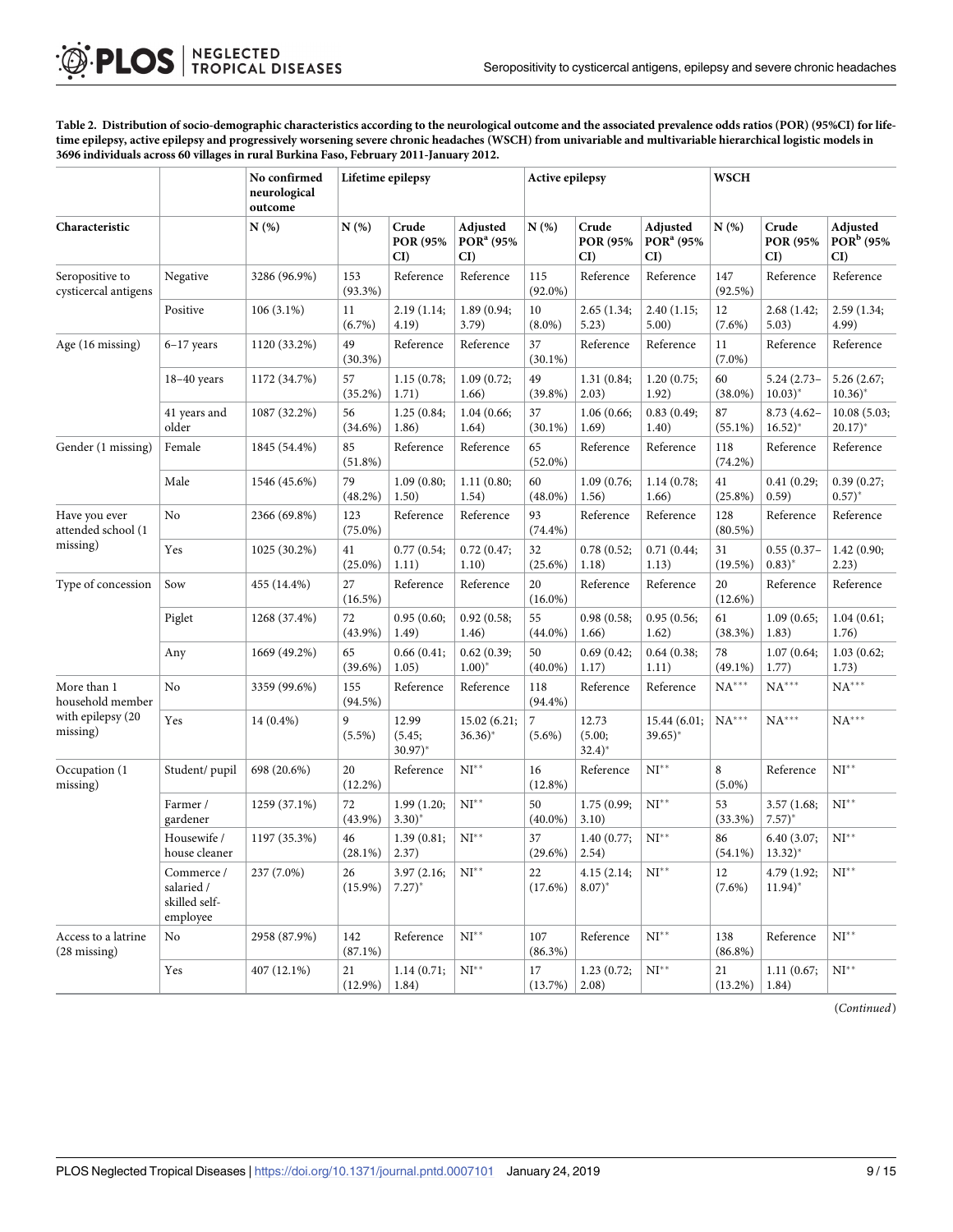**Table 2. Distribution of socio-demographic characteristics according to the neurological outcome and the associated prevalence odds ratios (POR) (95%CI) for lifetime epilepsy, active epilepsy and progressively worsening severe chronic headaches (WSCH) from univariable and multivariable hierarchical logistic models in 3696 individuals across 60 villages in rural Burkina Faso, February 2011-January 2012.**

| | | No confirmed neurological outcome | Lifetime epilepsy | | | Active epilepsy | | | WSCH | | |
|---|---|---|---|---|---|---|---|---|---|---|---|
| Characteristic | | N (%) | N (%) | Crude POR (95% CI) | Adjusted POR[a] (95% CI) | N (%) | Crude POR (95% CI) | Adjusted POR[a] (95% CI) | N (%) | Crude POR (95% CI) | Adjusted POR[b] (95% CI) |
| Seropositive to cysticercal antigens | Negative | 3286 (96.9%) | 153 (93.3%) | Reference | Reference | 115 (92.0%) | Reference | Reference | 147 (92.5%) | Reference | Reference |
| | Positive | 106 (3.1%) | 11 (6.7%) | 2.19 (1.14; 4.19) | 1.89 (0.94; 3.79) | 10 (8.0%) | 2.65 (1.34; 5.23) | 2.40 (1.15; 5.00) | 12 (7.6%) | 2.68 (1.42; 5.03) | 2.59 (1.34; 4.99) |
| Age (16 missing) | 6–17 years | 1120 (33.2%) | 49 (30.3%) | Reference | Reference | 37 (30.1%) | Reference | Reference | 11 (7.0%) | Reference | Reference |
| | 18–40 years | 1172 (34.7%) | 57 (35.2%) | 1.15 (0.78; 1.71) | 1.09 (0.72; 1.66) | 49 (39.8%) | 1.31 (0.84; 2.03) | 1.20 (0.75; 1.92) | 60 (38.0%) | 5.24 (2.73–10.03)* | 5.26 (2.67; 10.36)* |
| | 41 years and older | 1087 (32.2%) | 56 (34.6%) | 1.25 (0.84; 1.86) | 1.04 (0.66; 1.64) | 37 (30.1%) | 1.06 (0.66; 1.69) | 0.83 (0.49; 1.40) | 87 (55.1%) | 8.73 (4.62–16.52)* | 10.08 (5.03; 20.17)* |
| Gender (1 missing) | Female | 1845 (54.4%) | 85 (51.8%) | Reference | Reference | 65 (52.0%) | Reference | Reference | 118 (74.2%) | Reference | Reference |
| | Male | 1546 (45.6%) | 79 (48.2%) | 1.09 (0.80; 1.50) | 1.11 (0.80; 1.54) | 60 (48.0%) | 1.09 (0.76; 1.56) | 1.14 (0.78; 1.66) | 41 (25.8%) | 0.41 (0.29; 0.59) | 0.39 (0.27; 0.57)* |
| Have you ever attended school (1 missing) | No | 2366 (69.8%) | 123 (75.0%) | Reference | Reference | 93 (74.4%) | Reference | Reference | 128 (80.5%) | Reference | Reference |
| | Yes | 1025 (30.2%) | 41 (25.0%) | 0.77 (0.54; 1.11) | 0.72 (0.47; 1.10) | 32 (25.6%) | 0.78 (0.52; 1.18) | 0.71 (0.44; 1.13) | 31 (19.5%) | 0.55 (0.37–0.83)* | 1.42 (0.90; 2.23) |
| Type of concession | Sow | 455 (14.4%) | 27 (16.5%) | Reference | Reference | 20 (16.0%) | Reference | Reference | 20 (12.6%) | Reference | Reference |
| | Piglet | 1268 (37.4%) | 72 (43.9%) | 0.95 (0.60; 1.49) | 0.92 (0.58; 1.46) | 55 (44.0%) | 0.98 (0.58; 1.66) | 0.95 (0.56; 1.62) | 61 (38.3%) | 1.09 (0.65; 1.83) | 1.04 (0.61; 1.76) |
| | Any | 1669 (49.2%) | 65 (39.6%) | 0.66 (0.41; 1.05) | 0.62 (0.39; 1.00)* | 50 (40.0%) | 0.69 (0.42; 1.17) | 0.64 (0.38; 1.11) | 78 (49.1%) | 1.07 (0.64; 1.77) | 1.03 (0.62; 1.73) |
| More than 1 household member with epilepsy (20 missing) | No | 3359 (99.6%) | 155 (94.5%) | Reference | Reference | 118 (94.4%) | Reference | Reference | NA*** | NA*** | NA*** |
| | Yes | 14 (0.4%) | 9 (5.5%) | 12.99 (5.45; 30.97)* | 15.02 (6.21; 36.36)* | 7 (5.6%) | 12.73 (5.00; 32.4)* | 15.44 (6.01; 39.65)* | NA*** | NA*** | NA*** |
| Occupation (1 missing) | Student/ pupil | 698 (20.6%) | 20 (12.2%) | Reference | NI** | 16 (12.8%) | Reference | NI** | 8 (5.0%) | Reference | NI** |
| | Farmer / gardener | 1259 (37.1%) | 72 (43.9%) | 1.99 (1.20; 3.30)* | NI** | 50 (40.0%) | 1.75 (0.99; 3.10) | NI** | 53 (33.3%) | 3.57 (1.68; 7.57)* | NI** |
| | Housewife / house cleaner | 1197 (35.3%) | 46 (28.1%) | 1.39 (0.81; 2.37) | NI** | 37 (29.6%) | 1.40 (0.77; 2.54) | NI** | 86 (54.1%) | 6.40 (3.07; 13.32)* | NI** |
| | Commerce / salaried / skilled self-employee | 237 (7.0%) | 26 (15.9%) | 3.97 (2.16; 7.27)* | NI** | 22 (17.6%) | 4.15 (2.14; 8.07)* | NI** | 12 (7.6%) | 4.79 (1.92; 11.94)* | NI** |
| Access to a latrine (28 missing) | No | 2958 (87.9%) | 142 (87.1%) | Reference | NI** | 107 (86.3%) | Reference | NI** | 138 (86.8%) | Reference | NI** |
| | Yes | 407 (12.1%) | 21 (12.9%) | 1.14 (0.71; 1.84) | NI** | 17 (13.7%) | 1.23 (0.72; 2.08) | NI** | 21 (13.2%) | 1.11 (0.67; 1.84) | NI** |

(*Continued*)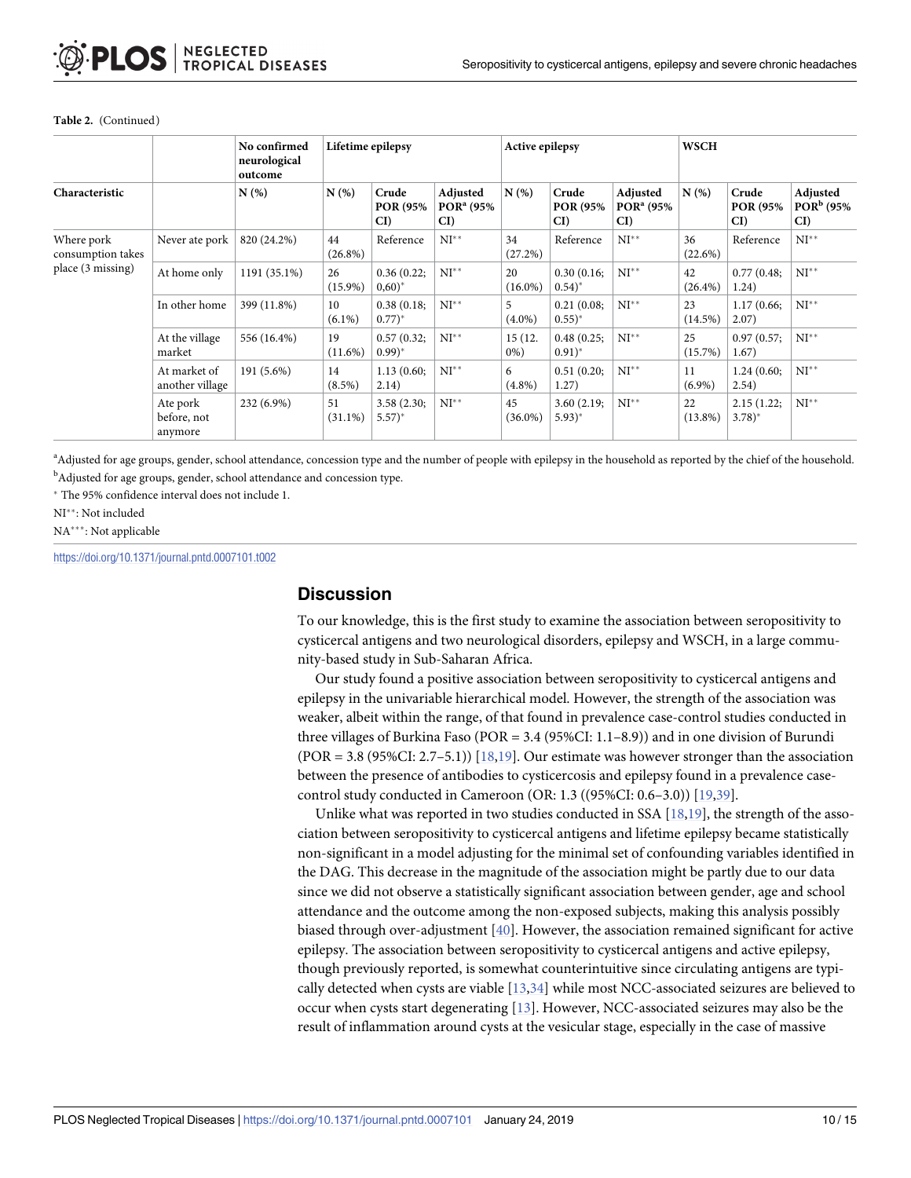**Table 2.** (Continued)

| Characteristic | | No confirmed neurological outcome | Lifetime epilepsy | | | Active epilepsy | | | WSCH | | |
|---|---|---|---|---|---|---|---|---|---|---|---|
| | | N (%) | N (%) | Crude POR (95% CI) | Adjusted POR[a] (95% CI) | N (%) | Crude POR (95% CI) | Adjusted POR[a] (95% CI) | N (%) | Crude POR (95% CI) | Adjusted POR[b] (95% CI) |
| Where pork consumption takes place (3 missing) | Never ate pork | 820 (24.2%) | 44 (26.8%) | Reference | NI** | 34 (27.2%) | Reference | NI** | 36 (22.6%) | Reference | NI** |
| | At home only | 1191 (35.1%) | 26 (15.9%) | 0.36 (0.22; 0,60)* | NI** | 20 (16.0%) | 0.30 (0.16; 0.54)* | NI** | 42 (26.4%) | 0.77 (0.48; 1.24) | NI** |
| | In other home | 399 (11.8%) | 10 (6.1%) | 0.38 (0.18; 0.77)* | NI** | 5 (4.0%) | 0.21 (0.08; 0.55)* | NI** | 23 (14.5%) | 1.17 (0.66; 2.07) | NI** |
| | At the village market | 556 (16.4%) | 19 (11.6%) | 0.57 (0.32; 0.99)* | NI** | 15 (12. 0%) | 0.48 (0.25; 0.91)* | NI** | 25 (15.7%) | 0.97 (0.57; 1.67) | NI** |
| | At market of another village | 191 (5.6%) | 14 (8.5%) | 1.13 (0.60; 2.14) | NI** | 6 (4.8%) | 0.51 (0.20; 1.27) | NI** | 11 (6.9%) | 1.24 (0.60; 2.54) | NI** |
| | Ate pork before, not anymore | 232 (6.9%) | 51 (31.1%) | 3.58 (2.30; 5.57)* | NI** | 45 (36.0%) | 3.60 (2.19; 5.93)* | NI** | 22 (13.8%) | 2.15 (1.22; 3.78)* | NI** |

[a]Adjusted for age groups, gender, school attendance, concession type and the number of people with epilepsy in the household as reported by the chief of the household.

[b]Adjusted for age groups, gender, school attendance and concession type.

* The 95% confidence interval does not include 1.

NI**: Not included

NA***: Not applicable

https://doi.org/10.1371/journal.pntd.0007101.t002

## Discussion

To our knowledge, this is the first study to examine the association between seropositivity to cysticercal antigens and two neurological disorders, epilepsy and WSCH, in a large community-based study in Sub-Saharan Africa.

Our study found a positive association between seropositivity to cysticercal antigens and epilepsy in the univariable hierarchical model. However, the strength of the association was weaker, albeit within the range, of that found in prevalence case-control studies conducted in three villages of Burkina Faso (POR = 3.4 (95%CI: 1.1–8.9)) and in one division of Burundi (POR = 3.8 (95%CI: 2.7–5.1)) [18,19]. Our estimate was however stronger than the association between the presence of antibodies to cysticercosis and epilepsy found in a prevalence case-control study conducted in Cameroon (OR: 1.3 ((95%CI: 0.6–3.0)) [19,39].

Unlike what was reported in two studies conducted in SSA [18,19], the strength of the association between seropositivity to cysticercal antigens and lifetime epilepsy became statistically non-significant in a model adjusting for the minimal set of confounding variables identified in the DAG. This decrease in the magnitude of the association might be partly due to our data since we did not observe a statistically significant association between gender, age and school attendance and the outcome among the non-exposed subjects, making this analysis possibly biased through over-adjustment [40]. However, the association remained significant for active epilepsy. The association between seropositivity to cysticercal antigens and active epilepsy, though previously reported, is somewhat counterintuitive since circulating antigens are typically detected when cysts are viable [13,34] while most NCC-associated seizures are believed to occur when cysts start degenerating [13]. However, NCC-associated seizures may also be the result of inflammation around cysts at the vesicular stage, especially in the case of massive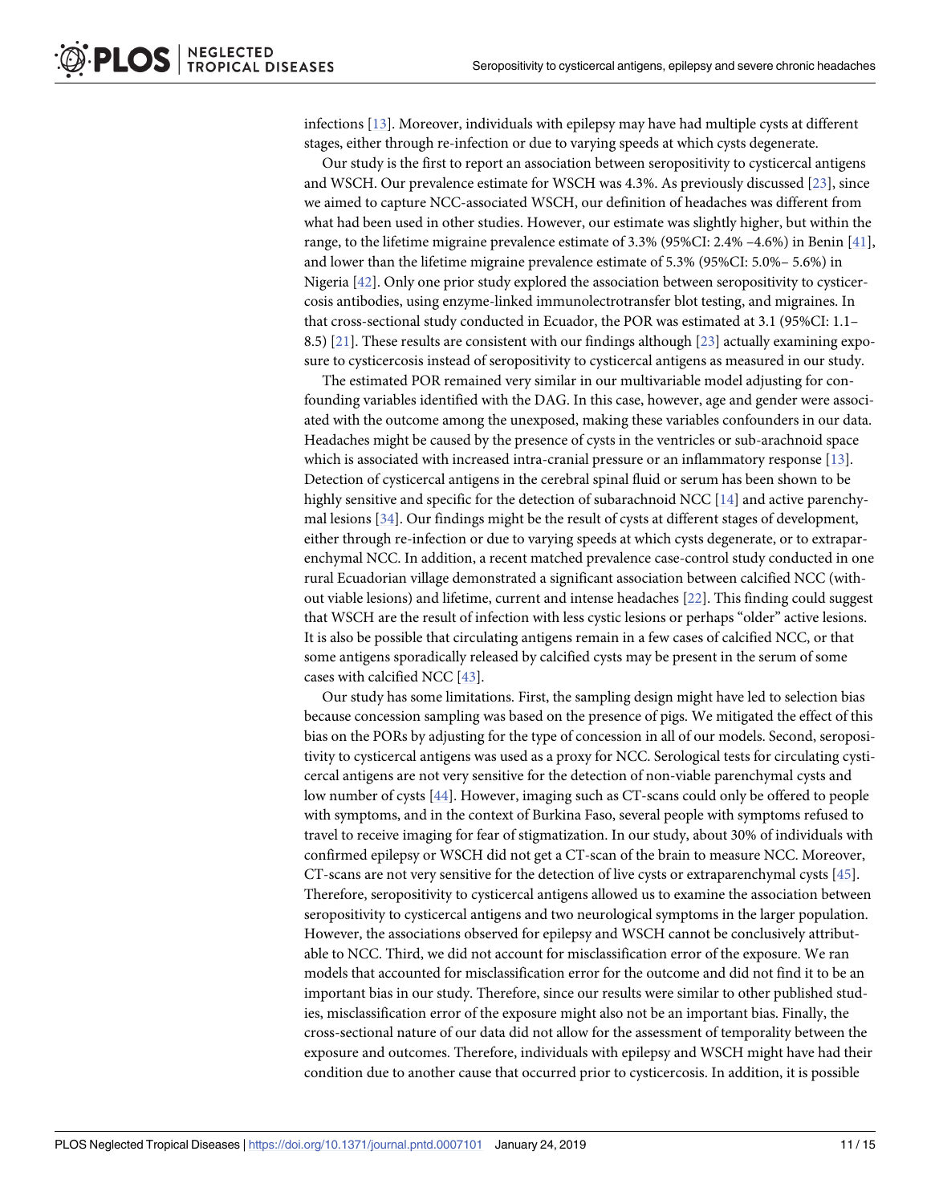infections [13]. Moreover, individuals with epilepsy may have had multiple cysts at different stages, either through re-infection or due to varying speeds at which cysts degenerate.

Our study is the first to report an association between seropositivity to cysticercal antigens and WSCH. Our prevalence estimate for WSCH was 4.3%. As previously discussed [23], since we aimed to capture NCC-associated WSCH, our definition of headaches was different from what had been used in other studies. However, our estimate was slightly higher, but within the range, to the lifetime migraine prevalence estimate of 3.3% (95%CI: 2.4% –4.6%) in Benin [41], and lower than the lifetime migraine prevalence estimate of 5.3% (95%CI: 5.0%– 5.6%) in Nigeria [42]. Only one prior study explored the association between seropositivity to cysticercosis antibodies, using enzyme-linked immunolectrotransfer blot testing, and migraines. In that cross-sectional study conducted in Ecuador, the POR was estimated at 3.1 (95%CI: 1.1–8.5) [21]. These results are consistent with our findings although [23] actually examining exposure to cysticercosis instead of seropositivity to cysticercal antigens as measured in our study.

The estimated POR remained very similar in our multivariable model adjusting for confounding variables identified with the DAG. In this case, however, age and gender were associated with the outcome among the unexposed, making these variables confounders in our data. Headaches might be caused by the presence of cysts in the ventricles or sub-arachnoid space which is associated with increased intra-cranial pressure or an inflammatory response [13]. Detection of cysticercal antigens in the cerebral spinal fluid or serum has been shown to be highly sensitive and specific for the detection of subarachnoid NCC [14] and active parenchymal lesions [34]. Our findings might be the result of cysts at different stages of development, either through re-infection or due to varying speeds at which cysts degenerate, or to extraparenchymal NCC. In addition, a recent matched prevalence case-control study conducted in one rural Ecuadorian village demonstrated a significant association between calcified NCC (without viable lesions) and lifetime, current and intense headaches [22]. This finding could suggest that WSCH are the result of infection with less cystic lesions or perhaps "older" active lesions. It is also be possible that circulating antigens remain in a few cases of calcified NCC, or that some antigens sporadically released by calcified cysts may be present in the serum of some cases with calcified NCC [43].

Our study has some limitations. First, the sampling design might have led to selection bias because concession sampling was based on the presence of pigs. We mitigated the effect of this bias on the PORs by adjusting for the type of concession in all of our models. Second, seropositivity to cysticercal antigens was used as a proxy for NCC. Serological tests for circulating cysticercal antigens are not very sensitive for the detection of non-viable parenchymal cysts and low number of cysts [44]. However, imaging such as CT-scans could only be offered to people with symptoms, and in the context of Burkina Faso, several people with symptoms refused to travel to receive imaging for fear of stigmatization. In our study, about 30% of individuals with confirmed epilepsy or WSCH did not get a CT-scan of the brain to measure NCC. Moreover, CT-scans are not very sensitive for the detection of live cysts or extraparenchymal cysts [45]. Therefore, seropositivity to cysticercal antigens allowed us to examine the association between seropositivity to cysticercal antigens and two neurological symptoms in the larger population. However, the associations observed for epilepsy and WSCH cannot be conclusively attributable to NCC. Third, we did not account for misclassification error of the exposure. We ran models that accounted for misclassification error for the outcome and did not find it to be an important bias in our study. Therefore, since our results were similar to other published studies, misclassification error of the exposure might also not be an important bias. Finally, the cross-sectional nature of our data did not allow for the assessment of temporality between the exposure and outcomes. Therefore, individuals with epilepsy and WSCH might have had their condition due to another cause that occurred prior to cysticercosis. In addition, it is possible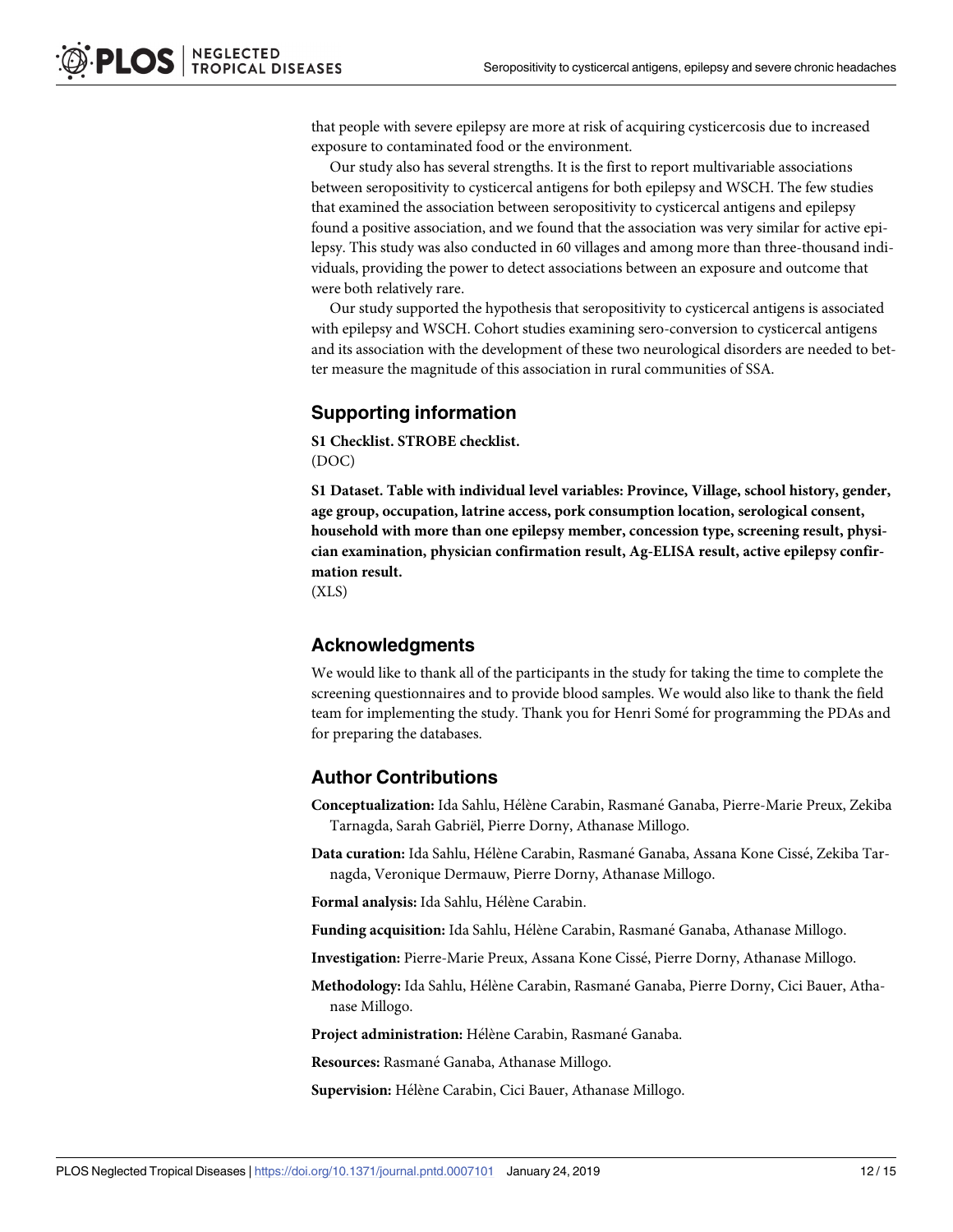that people with severe epilepsy are more at risk of acquiring cysticercosis due to increased exposure to contaminated food or the environment.

Our study also has several strengths. It is the first to report multivariable associations between seropositivity to cysticercal antigens for both epilepsy and WSCH. The few studies that examined the association between seropositivity to cysticercal antigens and epilepsy found a positive association, and we found that the association was very similar for active epilepsy. This study was also conducted in 60 villages and among more than three-thousand individuals, providing the power to detect associations between an exposure and outcome that were both relatively rare.

Our study supported the hypothesis that seropositivity to cysticercal antigens is associated with epilepsy and WSCH. Cohort studies examining sero-conversion to cysticercal antigens and its association with the development of these two neurological disorders are needed to better measure the magnitude of this association in rural communities of SSA.

## Supporting information

**S1 Checklist. STROBE checklist.**
(DOC)

**S1 Dataset. Table with individual level variables: Province, Village, school history, gender, age group, occupation, latrine access, pork consumption location, serological consent, household with more than one epilepsy member, concession type, screening result, physician examination, physician confirmation result, Ag-ELISA result, active epilepsy confirmation result.**
(XLS)

## Acknowledgments

We would like to thank all of the participants in the study for taking the time to complete the screening questionnaires and to provide blood samples. We would also like to thank the field team for implementing the study. Thank you for Henri Somé for programming the PDAs and for preparing the databases.

## Author Contributions

**Conceptualization:** Ida Sahlu, Hélène Carabin, Rasmané Ganaba, Pierre-Marie Preux, Zekiba Tarnagda, Sarah Gabriël, Pierre Dorny, Athanase Millogo.

**Data curation:** Ida Sahlu, Hélène Carabin, Rasmané Ganaba, Assana Kone Cissé, Zekiba Tarnagda, Veronique Dermauw, Pierre Dorny, Athanase Millogo.

**Formal analysis:** Ida Sahlu, Hélène Carabin.

**Funding acquisition:** Ida Sahlu, Hélène Carabin, Rasmané Ganaba, Athanase Millogo.

**Investigation:** Pierre-Marie Preux, Assana Kone Cissé, Pierre Dorny, Athanase Millogo.

**Methodology:** Ida Sahlu, Hélène Carabin, Rasmané Ganaba, Pierre Dorny, Cici Bauer, Athanase Millogo.

**Project administration:** Hélène Carabin, Rasmané Ganaba.

**Resources:** Rasmané Ganaba, Athanase Millogo.

**Supervision:** Hélène Carabin, Cici Bauer, Athanase Millogo.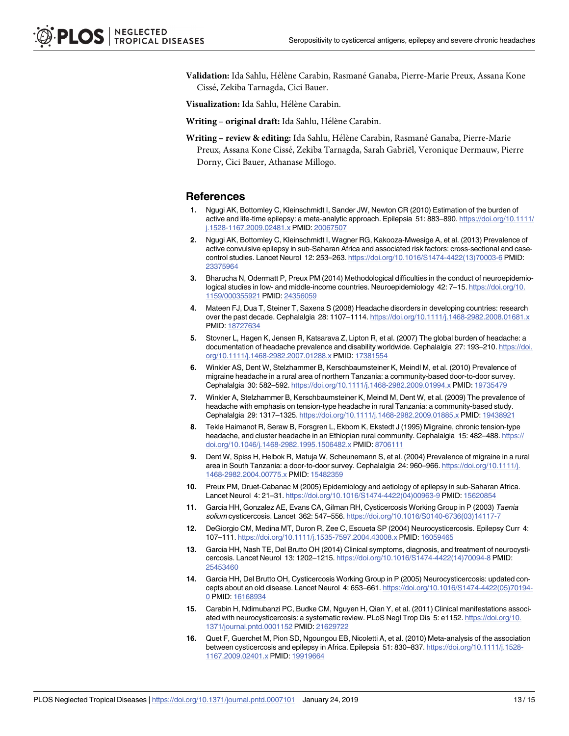**Validation:** Ida Sahlu, Hélène Carabin, Rasmané Ganaba, Pierre-Marie Preux, Assana Kone Cissé, Zekiba Tarnagda, Cici Bauer.

**Visualization:** Ida Sahlu, Hélène Carabin.

**Writing – original draft:** Ida Sahlu, Hélène Carabin.

**Writing – review & editing:** Ida Sahlu, Hélène Carabin, Rasmané Ganaba, Pierre-Marie Preux, Assana Kone Cissé, Zekiba Tarnagda, Sarah Gabriël, Veronique Dermauw, Pierre Dorny, Cici Bauer, Athanase Millogo.

## References

1. Ngugi AK, Bottomley C, Kleinschmidt I, Sander JW, Newton CR (2010) Estimation of the burden of active and life-time epilepsy: a meta-analytic approach. Epilepsia 51: 883–890. https://doi.org/10.1111/j.1528-1167.2009.02481.x PMID: 20067507
2. Ngugi AK, Bottomley C, Kleinschmidt I, Wagner RG, Kakooza-Mwesige A, et al. (2013) Prevalence of active convulsive epilepsy in sub-Saharan Africa and associated risk factors: cross-sectional and case-control studies. Lancet Neurol 12: 253–263. https://doi.org/10.1016/S1474-4422(13)70003-6 PMID: 23375964
3. Bharucha N, Odermatt P, Preux PM (2014) Methodological difficulties in the conduct of neuroepidemiological studies in low- and middle-income countries. Neuroepidemiology 42: 7–15. https://doi.org/10.1159/000355921 PMID: 24356059
4. Mateen FJ, Dua T, Steiner T, Saxena S (2008) Headache disorders in developing countries: research over the past decade. Cephalalgia 28: 1107–1114. https://doi.org/10.1111/j.1468-2982.2008.01681.x PMID: 18727634
5. Stovner L, Hagen K, Jensen R, Katsarava Z, Lipton R, et al. (2007) The global burden of headache: a documentation of headache prevalence and disability worldwide. Cephalalgia 27: 193–210. https://doi.org/10.1111/j.1468-2982.2007.01288.x PMID: 17381554
6. Winkler AS, Dent W, Stelzhammer B, Kerschbaumsteiner K, Meindl M, et al. (2010) Prevalence of migraine headache in a rural area of northern Tanzania: a community-based door-to-door survey. Cephalalgia 30: 582–592. https://doi.org/10.1111/j.1468-2982.2009.01994.x PMID: 19735479
7. Winkler A, Stelzhammer B, Kerschbaumsteiner K, Meindl M, Dent W, et al. (2009) The prevalence of headache with emphasis on tension-type headache in rural Tanzania: a community-based study. Cephalalgia 29: 1317–1325. https://doi.org/10.1111/j.1468-2982.2009.01885.x PMID: 19438921
8. Tekle Haimanot R, Seraw B, Forsgren L, Ekbom K, Ekstedt J (1995) Migraine, chronic tension-type headache, and cluster headache in an Ethiopian rural community. Cephalalgia 15: 482–488. https://doi.org/10.1046/j.1468-2982.1995.1506482.x PMID: 8706111
9. Dent W, Spiss H, Helbok R, Matuja W, Scheunemann S, et al. (2004) Prevalence of migraine in a rural area in South Tanzania: a door-to-door survey. Cephalalgia 24: 960–966. https://doi.org/10.1111/j.1468-2982.2004.00775.x PMID: 15482359
10. Preux PM, Druet-Cabanac M (2005) Epidemiology and aetiology of epilepsy in sub-Saharan Africa. Lancet Neurol 4: 21–31. https://doi.org/10.1016/S1474-4422(04)00963-9 PMID: 15620854
11. Garcia HH, Gonzalez AE, Evans CA, Gilman RH, Cysticercosis Working Group in P (2003) *Taenia solium* cysticercosis. Lancet 362: 547–556. https://doi.org/10.1016/S0140-6736(03)14117-7
12. DeGiorgio CM, Medina MT, Duron R, Zee C, Escueta SP (2004) Neurocysticercosis. Epilepsy Curr 4: 107–111. https://doi.org/10.1111/j.1535-7597.2004.43008.x PMID: 16059465
13. Garcia HH, Nash TE, Del Brutto OH (2014) Clinical symptoms, diagnosis, and treatment of neurocysticercosis. Lancet Neurol 13: 1202–1215. https://doi.org/10.1016/S1474-4422(14)70094-8 PMID: 25453460
14. Garcia HH, Del Brutto OH, Cysticercosis Working Group in P (2005) Neurocysticercosis: updated concepts about an old disease. Lancet Neurol 4: 653–661. https://doi.org/10.1016/S1474-4422(05)70194-0 PMID: 16168934
15. Carabin H, Ndimubanzi PC, Budke CM, Nguyen H, Qian Y, et al. (2011) Clinical manifestations associated with neurocysticercosis: a systematic review. PLoS Negl Trop Dis 5: e1152. https://doi.org/10.1371/journal.pntd.0001152 PMID: 21629722
16. Quet F, Guerchet M, Pion SD, Ngoungou EB, Nicoletti A, et al. (2010) Meta-analysis of the association between cysticercosis and epilepsy in Africa. Epilepsia 51: 830–837. https://doi.org/10.1111/j.1528-1167.2009.02401.x PMID: 19919664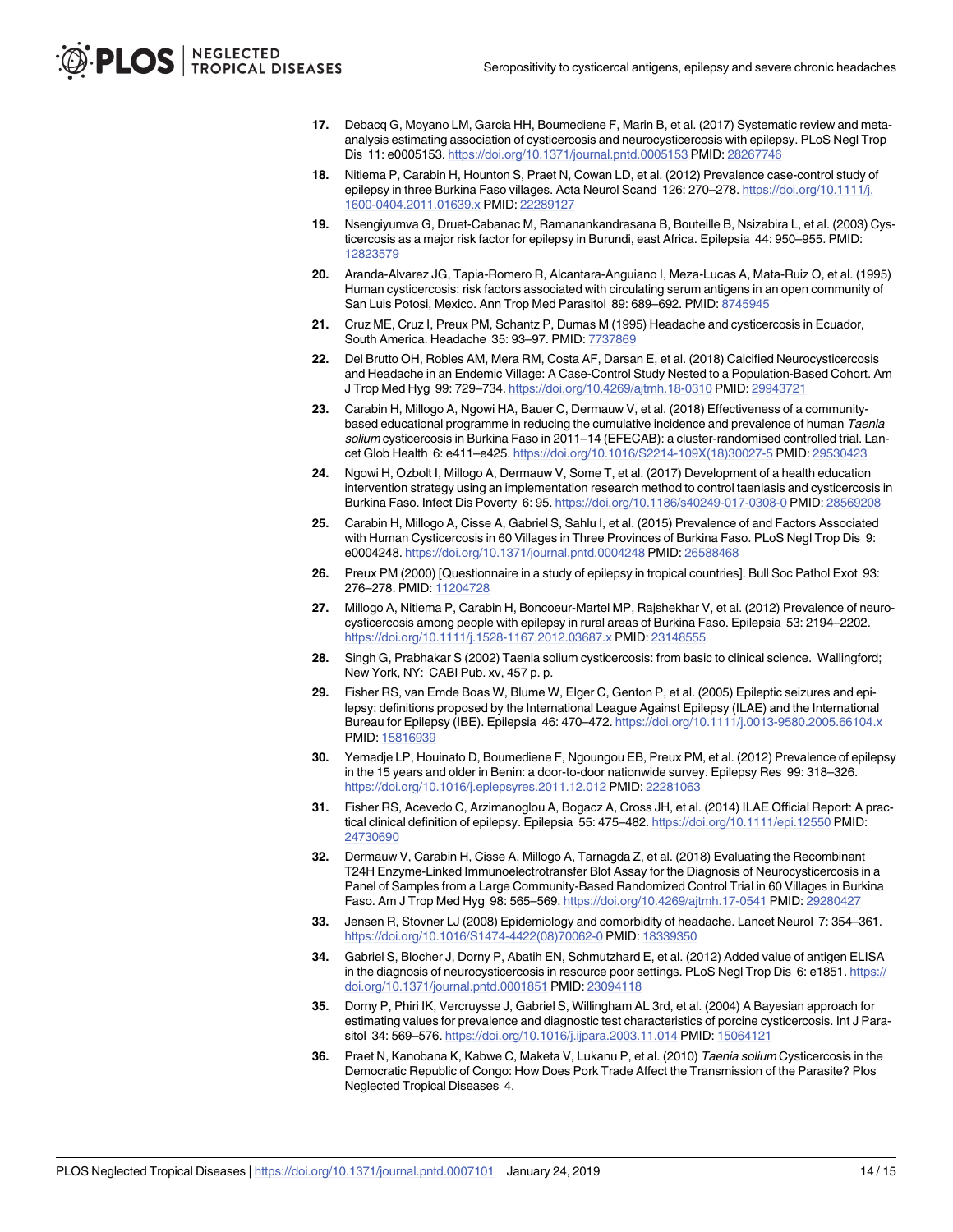17. Debacq G, Moyano LM, Garcia HH, Boumediene F, Marin B, et al. (2017) Systematic review and meta-analysis estimating association of cysticercosis and neurocysticercosis with epilepsy. PLoS Negl Trop Dis 11: e0005153. https://doi.org/10.1371/journal.pntd.0005153 PMID: 28267746

18. Nitiema P, Carabin H, Hounton S, Praet N, Cowan LD, et al. (2012) Prevalence case-control study of epilepsy in three Burkina Faso villages. Acta Neurol Scand 126: 270–278. https://doi.org/10.1111/j.1600-0404.2011.01639.x PMID: 22289127

19. Nsengiyumva G, Druet-Cabanac M, Ramanankandrasana B, Bouteille B, Nsizabira L, et al. (2003) Cysticercosis as a major risk factor for epilepsy in Burundi, east Africa. Epilepsia 44: 950–955. PMID: 12823579

20. Aranda-Alvarez JG, Tapia-Romero R, Alcantara-Anguiano I, Meza-Lucas A, Mata-Ruiz O, et al. (1995) Human cysticercosis: risk factors associated with circulating serum antigens in an open community of San Luis Potosi, Mexico. Ann Trop Med Parasitol 89: 689–692. PMID: 8745945

21. Cruz ME, Cruz I, Preux PM, Schantz P, Dumas M (1995) Headache and cysticercosis in Ecuador, South America. Headache 35: 93–97. PMID: 7737869

22. Del Brutto OH, Robles AM, Mera RM, Costa AF, Darsan E, et al. (2018) Calcified Neurocysticercosis and Headache in an Endemic Village: A Case-Control Study Nested to a Population-Based Cohort. Am J Trop Med Hyg 99: 729–734. https://doi.org/10.4269/ajtmh.18-0310 PMID: 29943721

23. Carabin H, Millogo A, Ngowi HA, Bauer C, Dermauw V, et al. (2018) Effectiveness of a community-based educational programme in reducing the cumulative incidence and prevalence of human *Taenia solium* cysticercosis in Burkina Faso in 2011–14 (EFECAB): a cluster-randomised controlled trial. Lancet Glob Health 6: e411–e425. https://doi.org/10.1016/S2214-109X(18)30027-5 PMID: 29530423

24. Ngowi H, Ozbolt I, Millogo A, Dermauw V, Some T, et al. (2017) Development of a health education intervention strategy using an implementation research method to control taeniasis and cysticercosis in Burkina Faso. Infect Dis Poverty 6: 95. https://doi.org/10.1186/s40249-017-0308-0 PMID: 28569208

25. Carabin H, Millogo A, Cisse A, Gabriel S, Sahlu I, et al. (2015) Prevalence of and Factors Associated with Human Cysticercosis in 60 Villages in Three Provinces of Burkina Faso. PLoS Negl Trop Dis 9: e0004248. https://doi.org/10.1371/journal.pntd.0004248 PMID: 26588468

26. Preux PM (2000) [Questionnaire in a study of epilepsy in tropical countries]. Bull Soc Pathol Exot 93: 276–278. PMID: 11204728

27. Millogo A, Nitiema P, Carabin H, Boncoeur-Martel MP, Rajshekhar V, et al. (2012) Prevalence of neurocysticercosis among people with epilepsy in rural areas of Burkina Faso. Epilepsia 53: 2194–2202. https://doi.org/10.1111/j.1528-1167.2012.03687.x PMID: 23148555

28. Singh G, Prabhakar S (2002) Taenia solium cysticercosis: from basic to clinical science. Wallingford; New York, NY: CABI Pub. xv, 457 p. p.

29. Fisher RS, van Emde Boas W, Blume W, Elger C, Genton P, et al. (2005) Epileptic seizures and epilepsy: definitions proposed by the International League Against Epilepsy (ILAE) and the International Bureau for Epilepsy (IBE). Epilepsia 46: 470–472. https://doi.org/10.1111/j.0013-9580.2005.66104.x PMID: 15816939

30. Yemadje LP, Houinato D, Boumediene F, Ngoungou EB, Preux PM, et al. (2012) Prevalence of epilepsy in the 15 years and older in Benin: a door-to-door nationwide survey. Epilepsy Res 99: 318–326. https://doi.org/10.1016/j.eplepsyres.2011.12.012 PMID: 22281063

31. Fisher RS, Acevedo C, Arzimanoglou A, Bogacz A, Cross JH, et al. (2014) ILAE Official Report: A practical clinical definition of epilepsy. Epilepsia 55: 475–482. https://doi.org/10.1111/epi.12550 PMID: 24730690

32. Dermauw V, Carabin H, Cisse A, Millogo A, Tarnagda Z, et al. (2018) Evaluating the Recombinant T24H Enzyme-Linked Immunoelectrotransfer Blot Assay for the Diagnosis of Neurocysticercosis in a Panel of Samples from a Large Community-Based Randomized Control Trial in 60 Villages in Burkina Faso. Am J Trop Med Hyg 98: 565–569. https://doi.org/10.4269/ajtmh.17-0541 PMID: 29280427

33. Jensen R, Stovner LJ (2008) Epidemiology and comorbidity of headache. Lancet Neurol 7: 354–361. https://doi.org/10.1016/S1474-4422(08)70062-0 PMID: 18339350

34. Gabriel S, Blocher J, Dorny P, Abatih EN, Schmutzhard E, et al. (2012) Added value of antigen ELISA in the diagnosis of neurocysticercosis in resource poor settings. PLoS Negl Trop Dis 6: e1851. https://doi.org/10.1371/journal.pntd.0001851 PMID: 23094118

35. Dorny P, Phiri IK, Vercruysse J, Gabriel S, Willingham AL 3rd, et al. (2004) A Bayesian approach for estimating values for prevalence and diagnostic test characteristics of porcine cysticercosis. Int J Parasitol 34: 569–576. https://doi.org/10.1016/j.ijpara.2003.11.014 PMID: 15064121

36. Praet N, Kanobana K, Kabwe C, Maketa V, Lukanu P, et al. (2010) *Taenia solium* Cysticercosis in the Democratic Republic of Congo: How Does Pork Trade Affect the Transmission of the Parasite? Plos Neglected Tropical Diseases 4.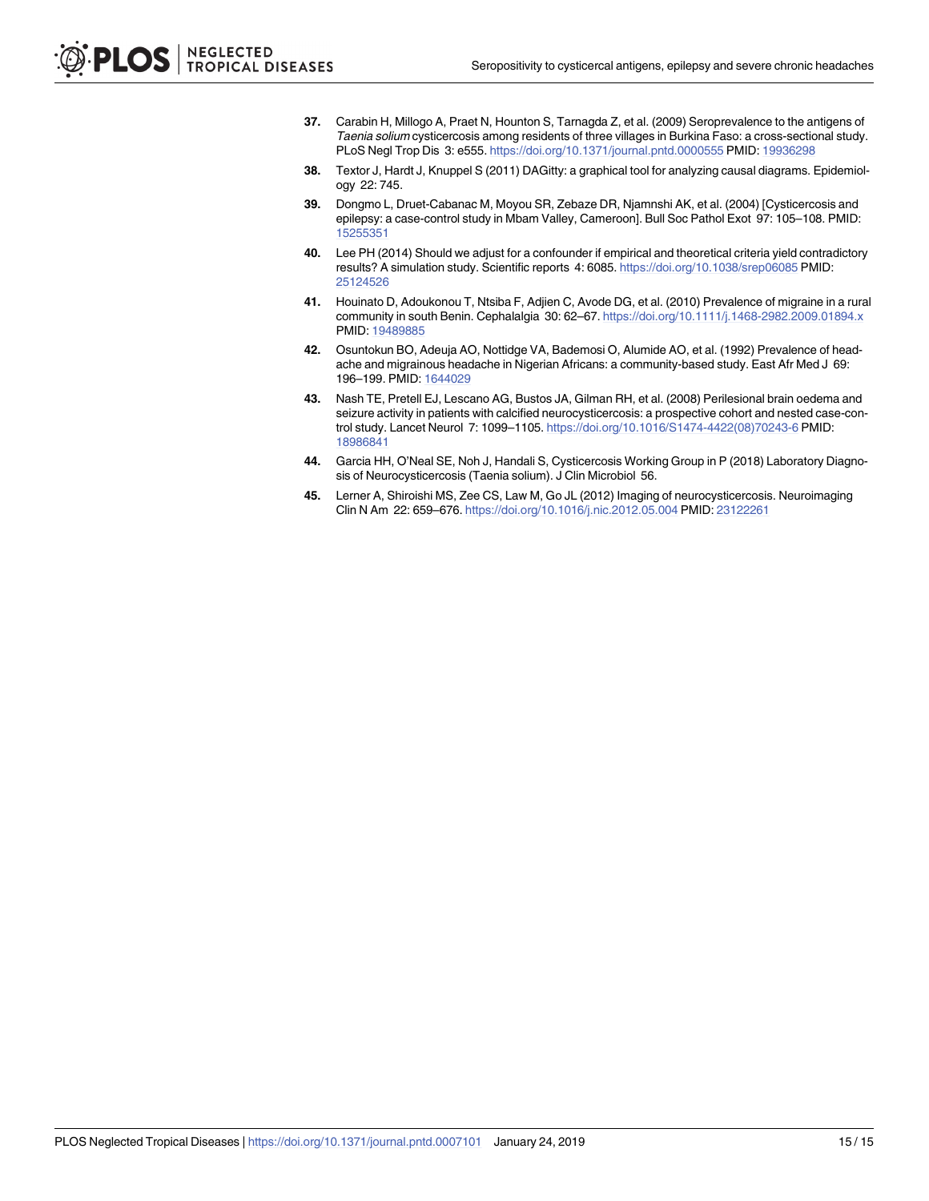37. Carabin H, Millogo A, Praet N, Hounton S, Tarnagda Z, et al. (2009) Seroprevalence to the antigens of *Taenia solium* cysticercosis among residents of three villages in Burkina Faso: a cross-sectional study. PLoS Negl Trop Dis 3: e555. https://doi.org/10.1371/journal.pntd.0000555 PMID: 19936298

38. Textor J, Hardt J, Knuppel S (2011) DAGitty: a graphical tool for analyzing causal diagrams. Epidemiology 22: 745.

39. Dongmo L, Druet-Cabanac M, Moyou SR, Zebaze DR, Njamnshi AK, et al. (2004) [Cysticercosis and epilepsy: a case-control study in Mbam Valley, Cameroon]. Bull Soc Pathol Exot 97: 105–108. PMID: 15255351

40. Lee PH (2014) Should we adjust for a confounder if empirical and theoretical criteria yield contradictory results? A simulation study. Scientific reports 4: 6085. https://doi.org/10.1038/srep06085 PMID: 25124526

41. Houinato D, Adoukonou T, Ntsiba F, Adjien C, Avode DG, et al. (2010) Prevalence of migraine in a rural community in south Benin. Cephalalgia 30: 62–67. https://doi.org/10.1111/j.1468-2982.2009.01894.x PMID: 19489885

42. Osuntokun BO, Adeuja AO, Nottidge VA, Bademosi O, Alumide AO, et al. (1992) Prevalence of headache and migrainous headache in Nigerian Africans: a community-based study. East Afr Med J 69: 196–199. PMID: 1644029

43. Nash TE, Pretell EJ, Lescano AG, Bustos JA, Gilman RH, et al. (2008) Perilesional brain oedema and seizure activity in patients with calcified neurocysticercosis: a prospective cohort and nested case-control study. Lancet Neurol 7: 1099–1105. https://doi.org/10.1016/S1474-4422(08)70243-6 PMID: 18986841

44. Garcia HH, O'Neal SE, Noh J, Handali S, Cysticercosis Working Group in P (2018) Laboratory Diagnosis of Neurocysticercosis (Taenia solium). J Clin Microbiol 56.

45. Lerner A, Shiroishi MS, Zee CS, Law M, Go JL (2012) Imaging of neurocysticercosis. Neuroimaging Clin N Am 22: 659–676. https://doi.org/10.1016/j.nic.2012.05.004 PMID: 23122261